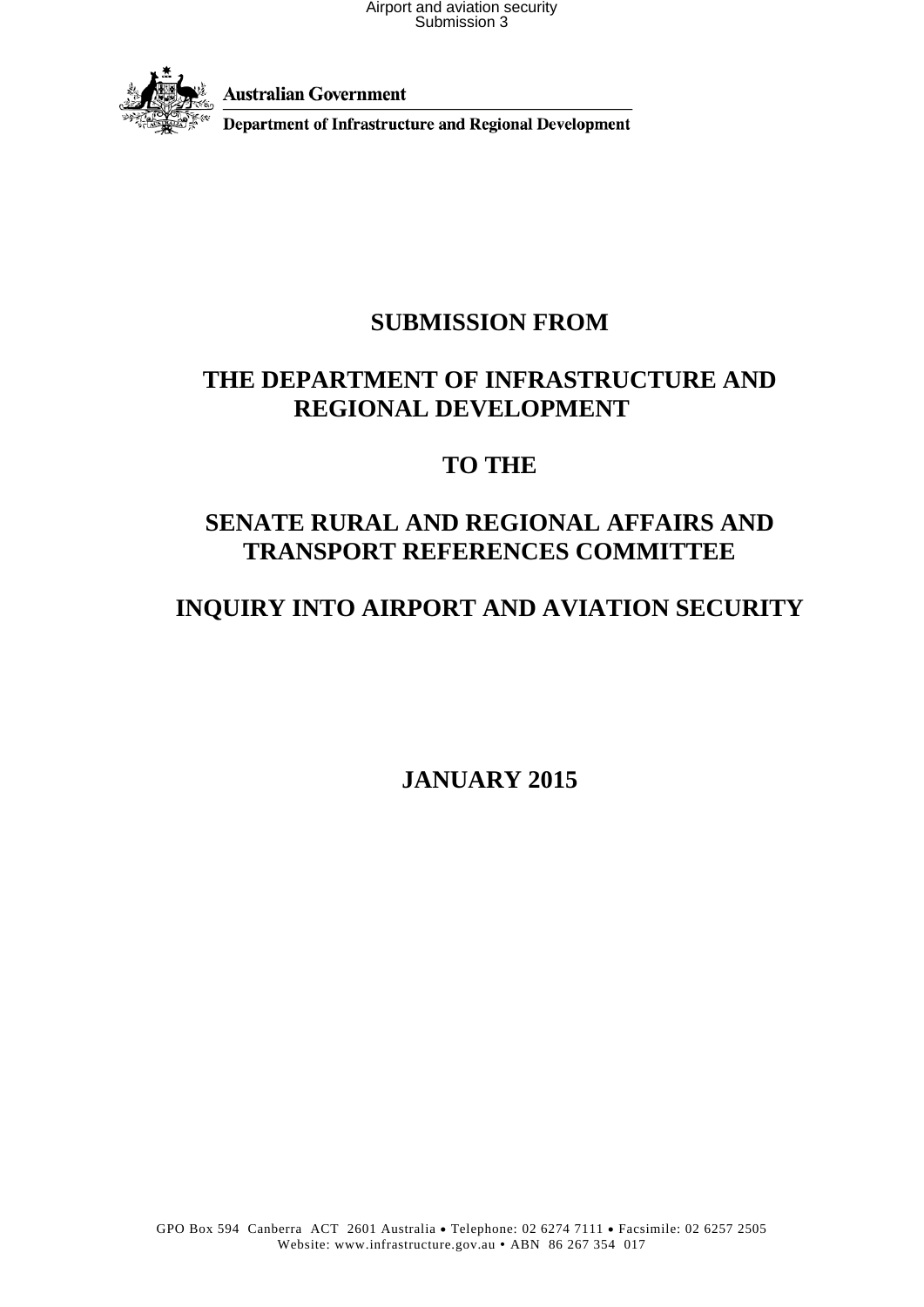Australian Government

Department of Infrastructure and Regional Development

# SUBMISSION FROM

# THE DEPARTMENT OF INFRASTRUCTURE AND REGIONAL DEVELOPMENT

# TO THE

# SENATE RURAL AND REGIONAL AFFAIRS AND TRANSPORT REFERENCES COMMITTEE

# INQUIRY INTO AIRPORT AND AVIATION SECURITY

## JANUARY 2015

GPO Box 594 Canberra ACT 2601 Australia • Telephone: 02 6274 7111 • Facsimile: 02 6257 2505
Website: www.infrastructure.gov.au • ABN 86 267 354 017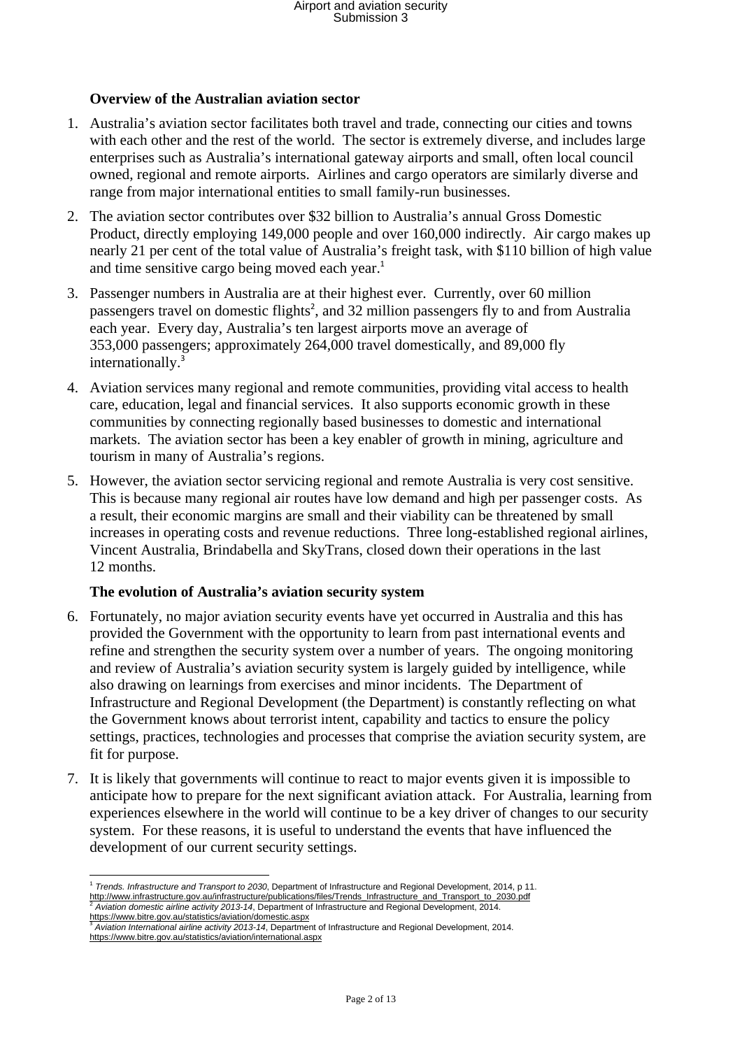## Overview of the Australian aviation sector

1. Australia's aviation sector facilitates both travel and trade, connecting our cities and towns with each other and the rest of the world. The sector is extremely diverse, and includes large enterprises such as Australia's international gateway airports and small, often local council owned, regional and remote airports. Airlines and cargo operators are similarly diverse and range from major international entities to small family-run businesses.

2. The aviation sector contributes over $32 billion to Australia's annual Gross Domestic Product, directly employing 149,000 people and over 160,000 indirectly. Air cargo makes up nearly 21 per cent of the total value of Australia's freight task, with $110 billion of high value and time sensitive cargo being moved each year.[1]

3. Passenger numbers in Australia are at their highest ever. Currently, over 60 million passengers travel on domestic flights[2], and 32 million passengers fly to and from Australia each year. Every day, Australia's ten largest airports move an average of 353,000 passengers; approximately 264,000 travel domestically, and 89,000 fly internationally.[3]

4. Aviation services many regional and remote communities, providing vital access to health care, education, legal and financial services. It also supports economic growth in these communities by connecting regionally based businesses to domestic and international markets. The aviation sector has been a key enabler of growth in mining, agriculture and tourism in many of Australia's regions.

5. However, the aviation sector servicing regional and remote Australia is very cost sensitive. This is because many regional air routes have low demand and high per passenger costs. As a result, their economic margins are small and their viability can be threatened by small increases in operating costs and revenue reductions. Three long-established regional airlines, Vincent Australia, Brindabella and SkyTrans, closed down their operations in the last 12 months.

## The evolution of Australia's aviation security system

6. Fortunately, no major aviation security events have yet occurred in Australia and this has provided the Government with the opportunity to learn from past international events and refine and strengthen the security system over a number of years. The ongoing monitoring and review of Australia's aviation security system is largely guided by intelligence, while also drawing on learnings from exercises and minor incidents. The Department of Infrastructure and Regional Development (the Department) is constantly reflecting on what the Government knows about terrorist intent, capability and tactics to ensure the policy settings, practices, technologies and processes that comprise the aviation security system, are fit for purpose.

7. It is likely that governments will continue to react to major events given it is impossible to anticipate how to prepare for the next significant aviation attack. For Australia, learning from experiences elsewhere in the world will continue to be a key driver of changes to our security system. For these reasons, it is useful to understand the events that have influenced the development of our current security settings.

---

[1] *Trends. Infrastructure and Transport to 2030*, Department of Infrastructure and Regional Development, 2014, p 11. http://www.infrastructure.gov.au/infrastructure/publications/files/Trends_Infrastructure_and_Transport_to_2030.pdf

[2] *Aviation domestic airline activity 2013-14*, Department of Infrastructure and Regional Development, 2014. https://www.bitre.gov.au/statistics/aviation/domestic.aspx

[3] *Aviation International airline activity 2013-14*, Department of Infrastructure and Regional Development, 2014. https://www.bitre.gov.au/statistics/aviation/international.aspx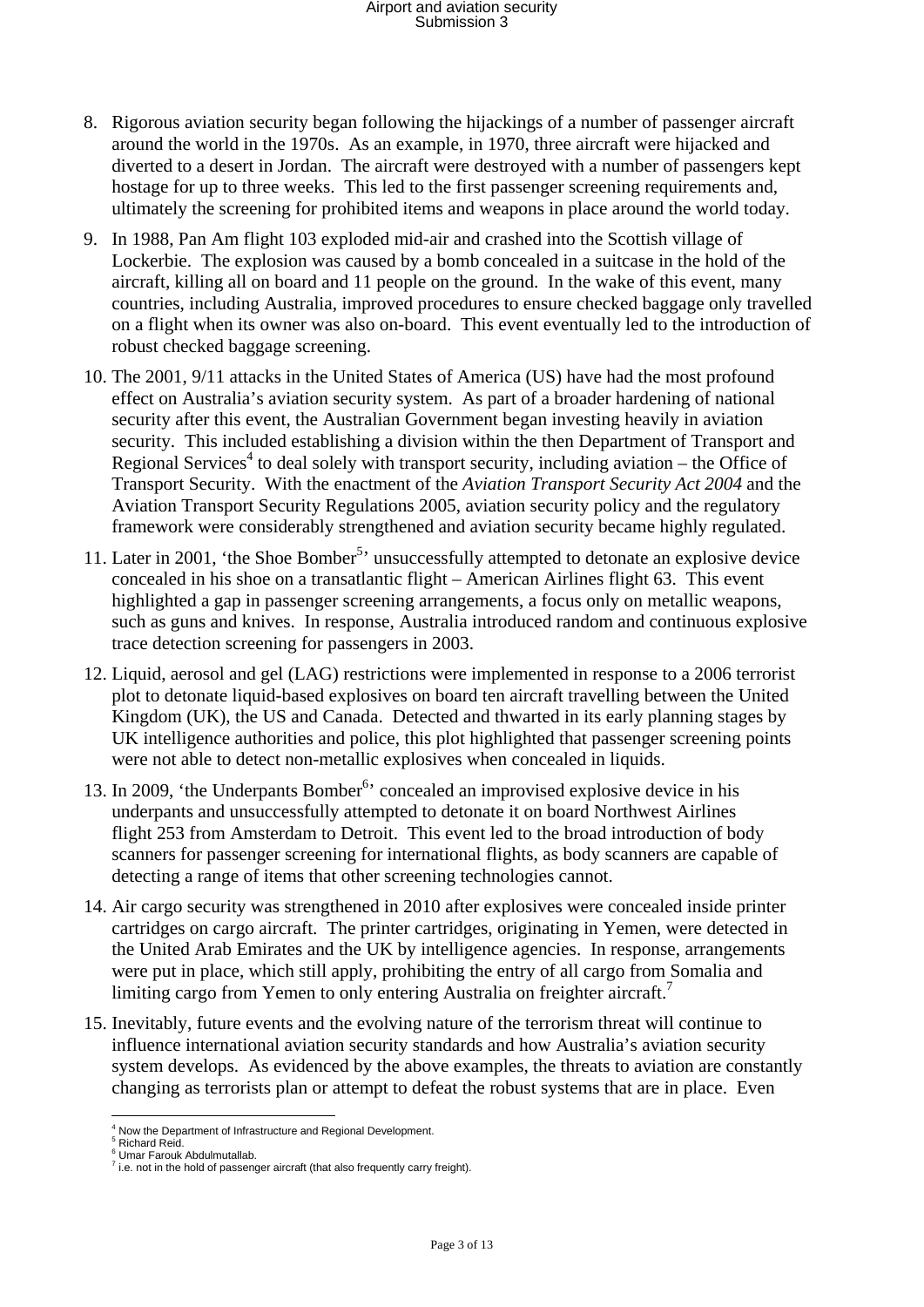8. Rigorous aviation security began following the hijackings of a number of passenger aircraft around the world in the 1970s. As an example, in 1970, three aircraft were hijacked and diverted to a desert in Jordan. The aircraft were destroyed with a number of passengers kept hostage for up to three weeks. This led to the first passenger screening requirements and, ultimately the screening for prohibited items and weapons in place around the world today.

9. In 1988, Pan Am flight 103 exploded mid-air and crashed into the Scottish village of Lockerbie. The explosion was caused by a bomb concealed in a suitcase in the hold of the aircraft, killing all on board and 11 people on the ground. In the wake of this event, many countries, including Australia, improved procedures to ensure checked baggage only travelled on a flight when its owner was also on-board. This event eventually led to the introduction of robust checked baggage screening.

10. The 2001, 9/11 attacks in the United States of America (US) have had the most profound effect on Australia's aviation security system. As part of a broader hardening of national security after this event, the Australian Government began investing heavily in aviation security. This included establishing a division within the then Department of Transport and Regional Services[4] to deal solely with transport security, including aviation – the Office of Transport Security. With the enactment of the *Aviation Transport Security Act 2004* and the Aviation Transport Security Regulations 2005, aviation security policy and the regulatory framework were considerably strengthened and aviation security became highly regulated.

11. Later in 2001, 'the Shoe Bomber[5]' unsuccessfully attempted to detonate an explosive device concealed in his shoe on a transatlantic flight – American Airlines flight 63. This event highlighted a gap in passenger screening arrangements, a focus only on metallic weapons, such as guns and knives. In response, Australia introduced random and continuous explosive trace detection screening for passengers in 2003.

12. Liquid, aerosol and gel (LAG) restrictions were implemented in response to a 2006 terrorist plot to detonate liquid-based explosives on board ten aircraft travelling between the United Kingdom (UK), the US and Canada. Detected and thwarted in its early planning stages by UK intelligence authorities and police, this plot highlighted that passenger screening points were not able to detect non-metallic explosives when concealed in liquids.

13. In 2009, 'the Underpants Bomber[6]' concealed an improvised explosive device in his underpants and unsuccessfully attempted to detonate it on board Northwest Airlines flight 253 from Amsterdam to Detroit. This event led to the broad introduction of body scanners for passenger screening for international flights, as body scanners are capable of detecting a range of items that other screening technologies cannot.

14. Air cargo security was strengthened in 2010 after explosives were concealed inside printer cartridges on cargo aircraft. The printer cartridges, originating in Yemen, were detected in the United Arab Emirates and the UK by intelligence agencies. In response, arrangements were put in place, which still apply, prohibiting the entry of all cargo from Somalia and limiting cargo from Yemen to only entering Australia on freighter aircraft.[7]

15. Inevitably, future events and the evolving nature of the terrorism threat will continue to influence international aviation security standards and how Australia's aviation security system develops. As evidenced by the above examples, the threats to aviation are constantly changing as terrorists plan or attempt to defeat the robust systems that are in place. Even

---

[4] Now the Department of Infrastructure and Regional Development.
[5] Richard Reid.
[6] Umar Farouk Abdulmutallab.
[7] i.e. not in the hold of passenger aircraft (that also frequently carry freight).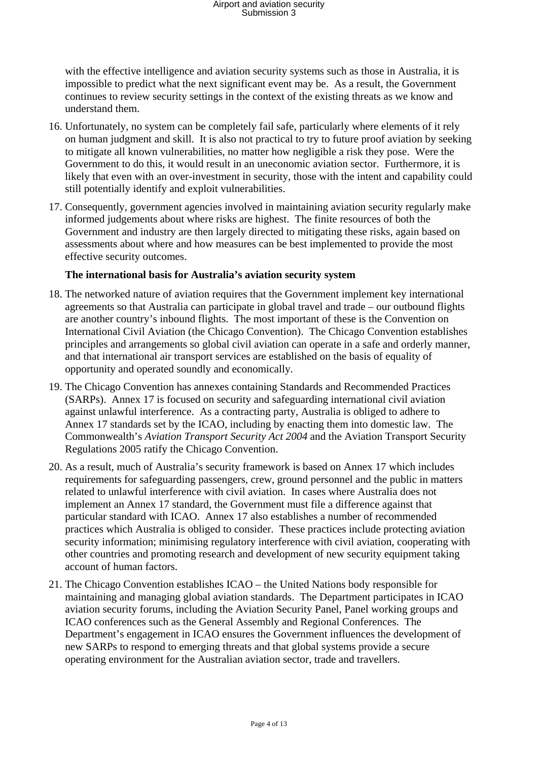with the effective intelligence and aviation security systems such as those in Australia, it is impossible to predict what the next significant event may be. As a result, the Government continues to review security settings in the context of the existing threats as we know and understand them.

16. Unfortunately, no system can be completely fail safe, particularly where elements of it rely on human judgment and skill. It is also not practical to try to future proof aviation by seeking to mitigate all known vulnerabilities, no matter how negligible a risk they pose. Were the Government to do this, it would result in an uneconomic aviation sector. Furthermore, it is likely that even with an over-investment in security, those with the intent and capability could still potentially identify and exploit vulnerabilities.

17. Consequently, government agencies involved in maintaining aviation security regularly make informed judgements about where risks are highest. The finite resources of both the Government and industry are then largely directed to mitigating these risks, again based on assessments about where and how measures can be best implemented to provide the most effective security outcomes.

**The international basis for Australia's aviation security system**

18. The networked nature of aviation requires that the Government implement key international agreements so that Australia can participate in global travel and trade – our outbound flights are another country's inbound flights. The most important of these is the Convention on International Civil Aviation (the Chicago Convention). The Chicago Convention establishes principles and arrangements so global civil aviation can operate in a safe and orderly manner, and that international air transport services are established on the basis of equality of opportunity and operated soundly and economically.

19. The Chicago Convention has annexes containing Standards and Recommended Practices (SARPs). Annex 17 is focused on security and safeguarding international civil aviation against unlawful interference. As a contracting party, Australia is obliged to adhere to Annex 17 standards set by the ICAO, including by enacting them into domestic law. The Commonwealth's *Aviation Transport Security Act 2004* and the Aviation Transport Security Regulations 2005 ratify the Chicago Convention.

20. As a result, much of Australia's security framework is based on Annex 17 which includes requirements for safeguarding passengers, crew, ground personnel and the public in matters related to unlawful interference with civil aviation. In cases where Australia does not implement an Annex 17 standard, the Government must file a difference against that particular standard with ICAO. Annex 17 also establishes a number of recommended practices which Australia is obliged to consider. These practices include protecting aviation security information; minimising regulatory interference with civil aviation, cooperating with other countries and promoting research and development of new security equipment taking account of human factors.

21. The Chicago Convention establishes ICAO – the United Nations body responsible for maintaining and managing global aviation standards. The Department participates in ICAO aviation security forums, including the Aviation Security Panel, Panel working groups and ICAO conferences such as the General Assembly and Regional Conferences. The Department's engagement in ICAO ensures the Government influences the development of new SARPs to respond to emerging threats and that global systems provide a secure operating environment for the Australian aviation sector, trade and travellers.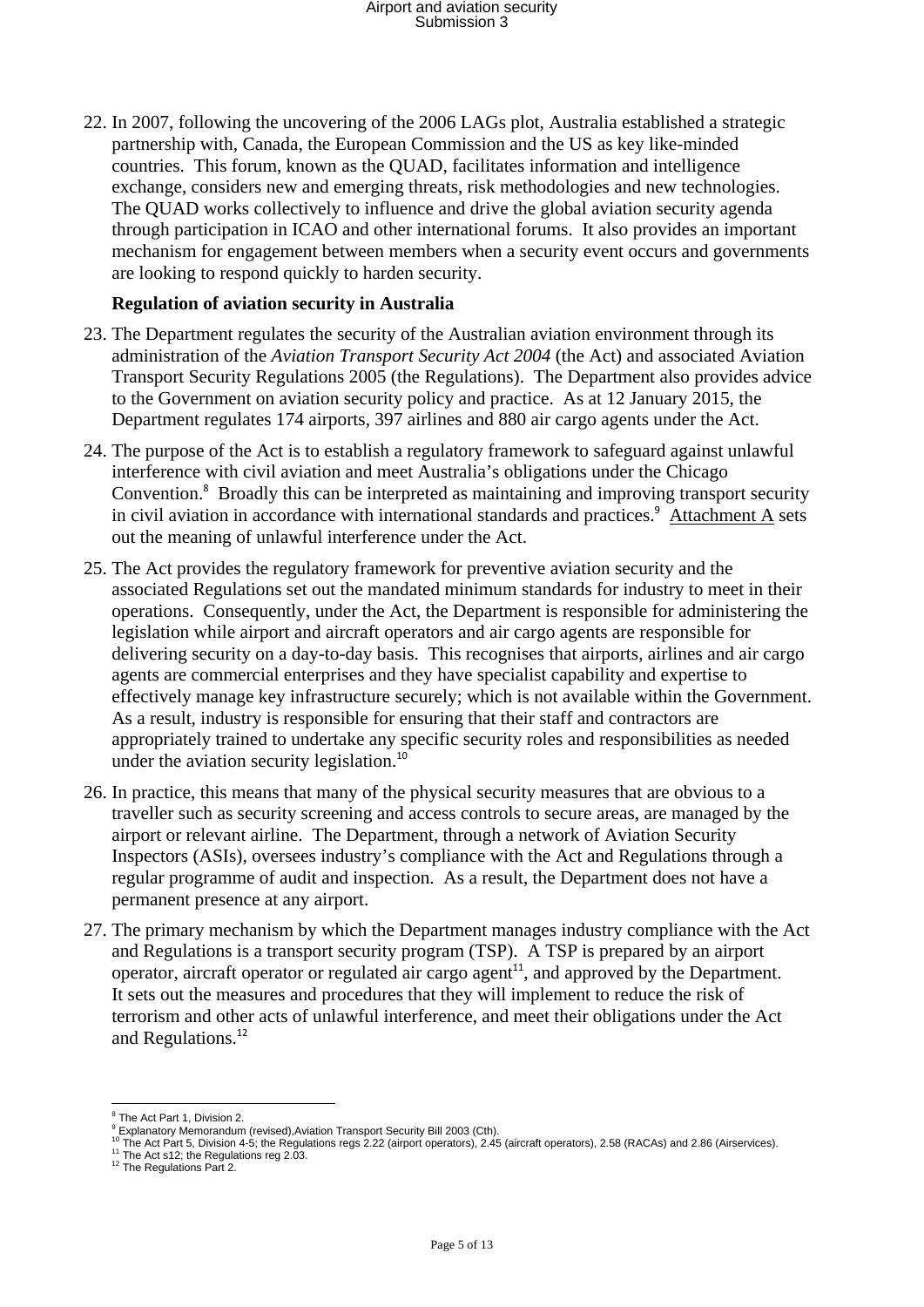22. In 2007, following the uncovering of the 2006 LAGs plot, Australia established a strategic partnership with, Canada, the European Commission and the US as key like-minded countries. This forum, known as the QUAD, facilitates information and intelligence exchange, considers new and emerging threats, risk methodologies and new technologies. The QUAD works collectively to influence and drive the global aviation security agenda through participation in ICAO and other international forums. It also provides an important mechanism for engagement between members when a security event occurs and governments are looking to respond quickly to harden security.

**Regulation of aviation security in Australia**

23. The Department regulates the security of the Australian aviation environment through its administration of the *Aviation Transport Security Act 2004* (the Act) and associated Aviation Transport Security Regulations 2005 (the Regulations). The Department also provides advice to the Government on aviation security policy and practice. As at 12 January 2015, the Department regulates 174 airports, 397 airlines and 880 air cargo agents under the Act.

24. The purpose of the Act is to establish a regulatory framework to safeguard against unlawful interference with civil aviation and meet Australia's obligations under the Chicago Convention.[8] Broadly this can be interpreted as maintaining and improving transport security in civil aviation in accordance with international standards and practices.[9] Attachment A sets out the meaning of unlawful interference under the Act.

25. The Act provides the regulatory framework for preventive aviation security and the associated Regulations set out the mandated minimum standards for industry to meet in their operations. Consequently, under the Act, the Department is responsible for administering the legislation while airport and aircraft operators and air cargo agents are responsible for delivering security on a day-to-day basis. This recognises that airports, airlines and air cargo agents are commercial enterprises and they have specialist capability and expertise to effectively manage key infrastructure securely; which is not available within the Government. As a result, industry is responsible for ensuring that their staff and contractors are appropriately trained to undertake any specific security roles and responsibilities as needed under the aviation security legislation.[10]

26. In practice, this means that many of the physical security measures that are obvious to a traveller such as security screening and access controls to secure areas, are managed by the airport or relevant airline. The Department, through a network of Aviation Security Inspectors (ASIs), oversees industry's compliance with the Act and Regulations through a regular programme of audit and inspection. As a result, the Department does not have a permanent presence at any airport.

27. The primary mechanism by which the Department manages industry compliance with the Act and Regulations is a transport security program (TSP). A TSP is prepared by an airport operator, aircraft operator or regulated air cargo agent[11], and approved by the Department. It sets out the measures and procedures that they will implement to reduce the risk of terrorism and other acts of unlawful interference, and meet their obligations under the Act and Regulations.[12]

---

[8] The Act Part 1, Division 2.
[9] Explanatory Memorandum (revised),Aviation Transport Security Bill 2003 (Cth).
[10] The Act Part 5, Division 4-5; the Regulations regs 2.22 (airport operators), 2.45 (aircraft operators), 2.58 (RACAs) and 2.86 (Airservices).
[11] The Act s12; the Regulations reg 2.03.
[12] The Regulations Part 2.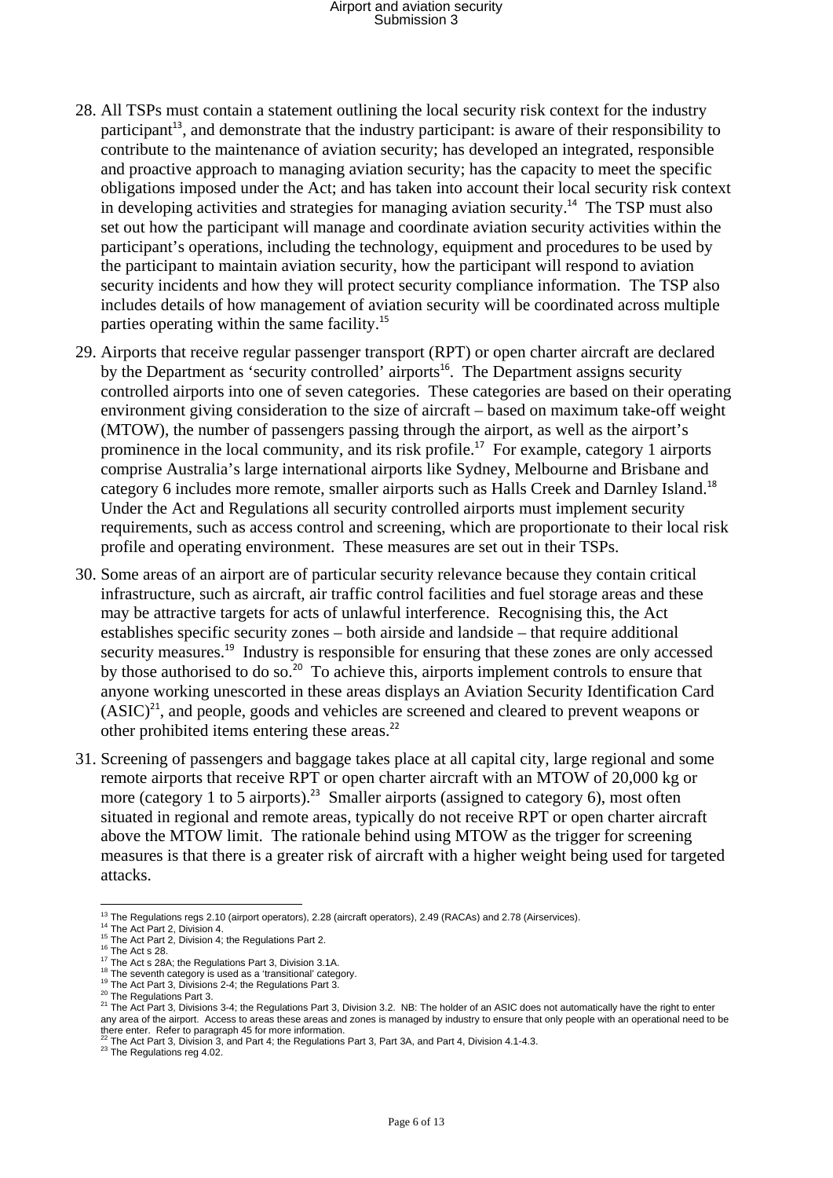28. All TSPs must contain a statement outlining the local security risk context for the industry participant[13], and demonstrate that the industry participant: is aware of their responsibility to contribute to the maintenance of aviation security; has developed an integrated, responsible and proactive approach to managing aviation security; has the capacity to meet the specific obligations imposed under the Act; and has taken into account their local security risk context in developing activities and strategies for managing aviation security.[14] The TSP must also set out how the participant will manage and coordinate aviation security activities within the participant's operations, including the technology, equipment and procedures to be used by the participant to maintain aviation security, how the participant will respond to aviation security incidents and how they will protect security compliance information. The TSP also includes details of how management of aviation security will be coordinated across multiple parties operating within the same facility.[15]

29. Airports that receive regular passenger transport (RPT) or open charter aircraft are declared by the Department as 'security controlled' airports[16]. The Department assigns security controlled airports into one of seven categories. These categories are based on their operating environment giving consideration to the size of aircraft – based on maximum take-off weight (MTOW), the number of passengers passing through the airport, as well as the airport's prominence in the local community, and its risk profile.[17] For example, category 1 airports comprise Australia's large international airports like Sydney, Melbourne and Brisbane and category 6 includes more remote, smaller airports such as Halls Creek and Darnley Island.[18] Under the Act and Regulations all security controlled airports must implement security requirements, such as access control and screening, which are proportionate to their local risk profile and operating environment. These measures are set out in their TSPs.

30. Some areas of an airport are of particular security relevance because they contain critical infrastructure, such as aircraft, air traffic control facilities and fuel storage areas and these may be attractive targets for acts of unlawful interference. Recognising this, the Act establishes specific security zones – both airside and landside – that require additional security measures.[19] Industry is responsible for ensuring that these zones are only accessed by those authorised to do so.[20] To achieve this, airports implement controls to ensure that anyone working unescorted in these areas displays an Aviation Security Identification Card (ASIC)[21], and people, goods and vehicles are screened and cleared to prevent weapons or other prohibited items entering these areas.[22]

31. Screening of passengers and baggage takes place at all capital city, large regional and some remote airports that receive RPT or open charter aircraft with an MTOW of 20,000 kg or more (category 1 to 5 airports).[23] Smaller airports (assigned to category 6), most often situated in regional and remote areas, typically do not receive RPT or open charter aircraft above the MTOW limit. The rationale behind using MTOW as the trigger for screening measures is that there is a greater risk of aircraft with a higher weight being used for targeted attacks.

---

[13] The Regulations regs 2.10 (airport operators), 2.28 (aircraft operators), 2.49 (RACAs) and 2.78 (Airservices).
[14] The Act Part 2, Division 4.
[15] The Act Part 2, Division 4; the Regulations Part 2.
[16] The Act s 28.
[17] The Act s 28A; the Regulations Part 3, Division 3.1A.
[18] The seventh category is used as a 'transitional' category.
[19] The Act Part 3, Divisions 2-4; the Regulations Part 3.
[20] The Regulations Part 3.
[21] The Act Part 3, Divisions 3-4; the Regulations Part 3, Division 3.2. NB: The holder of an ASIC does not automatically have the right to enter any area of the airport. Access to areas these areas and zones is managed by industry to ensure that only people with an operational need to be there enter. Refer to paragraph 45 for more information.
[22] The Act Part 3, Division 3, and Part 4; the Regulations Part 3, Part 3A, and Part 4, Division 4.1-4.3.
[23] The Regulations reg 4.02.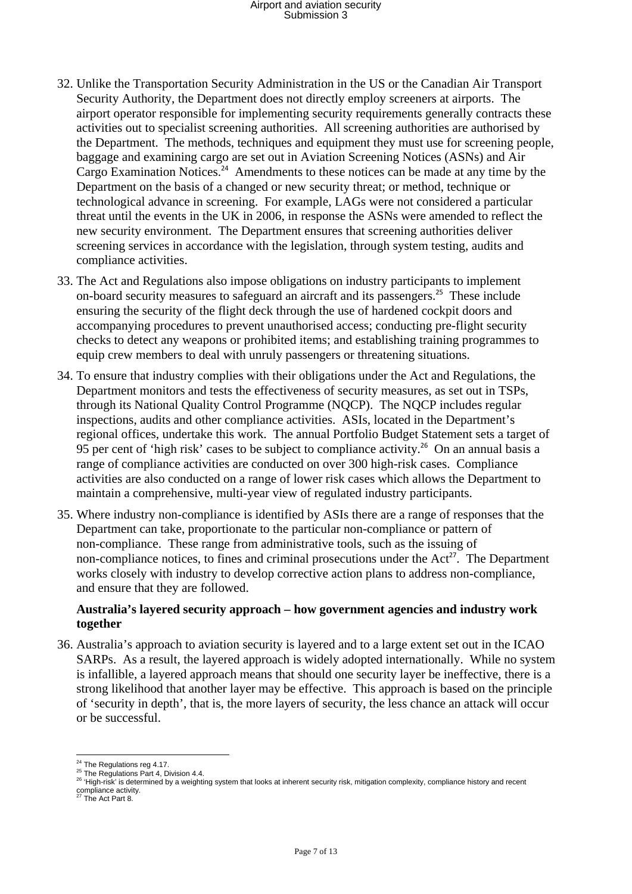32. Unlike the Transportation Security Administration in the US or the Canadian Air Transport Security Authority, the Department does not directly employ screeners at airports. The airport operator responsible for implementing security requirements generally contracts these activities out to specialist screening authorities. All screening authorities are authorised by the Department. The methods, techniques and equipment they must use for screening people, baggage and examining cargo are set out in Aviation Screening Notices (ASNs) and Air Cargo Examination Notices.[24] Amendments to these notices can be made at any time by the Department on the basis of a changed or new security threat; or method, technique or technological advance in screening. For example, LAGs were not considered a particular threat until the events in the UK in 2006, in response the ASNs were amended to reflect the new security environment. The Department ensures that screening authorities deliver screening services in accordance with the legislation, through system testing, audits and compliance activities.

33. The Act and Regulations also impose obligations on industry participants to implement on-board security measures to safeguard an aircraft and its passengers.[25] These include ensuring the security of the flight deck through the use of hardened cockpit doors and accompanying procedures to prevent unauthorised access; conducting pre-flight security checks to detect any weapons or prohibited items; and establishing training programmes to equip crew members to deal with unruly passengers or threatening situations.

34. To ensure that industry complies with their obligations under the Act and Regulations, the Department monitors and tests the effectiveness of security measures, as set out in TSPs, through its National Quality Control Programme (NQCP). The NQCP includes regular inspections, audits and other compliance activities. ASIs, located in the Department's regional offices, undertake this work. The annual Portfolio Budget Statement sets a target of 95 per cent of 'high risk' cases to be subject to compliance activity.[26] On an annual basis a range of compliance activities are conducted on over 300 high-risk cases. Compliance activities are also conducted on a range of lower risk cases which allows the Department to maintain a comprehensive, multi-year view of regulated industry participants.

35. Where industry non-compliance is identified by ASIs there are a range of responses that the Department can take, proportionate to the particular non-compliance or pattern of non-compliance. These range from administrative tools, such as the issuing of non-compliance notices, to fines and criminal prosecutions under the Act[27]. The Department works closely with industry to develop corrective action plans to address non-compliance, and ensure that they are followed.

**Australia's layered security approach – how government agencies and industry work together**

36. Australia's approach to aviation security is layered and to a large extent set out in the ICAO SARPs. As a result, the layered approach is widely adopted internationally. While no system is infallible, a layered approach means that should one security layer be ineffective, there is a strong likelihood that another layer may be effective. This approach is based on the principle of 'security in depth', that is, the more layers of security, the less chance an attack will occur or be successful.

---

[24] The Regulations reg 4.17.
[25] The Regulations Part 4, Division 4.4.
[26] 'High-risk' is determined by a weighting system that looks at inherent security risk, mitigation complexity, compliance history and recent compliance activity.
[27] The Act Part 8.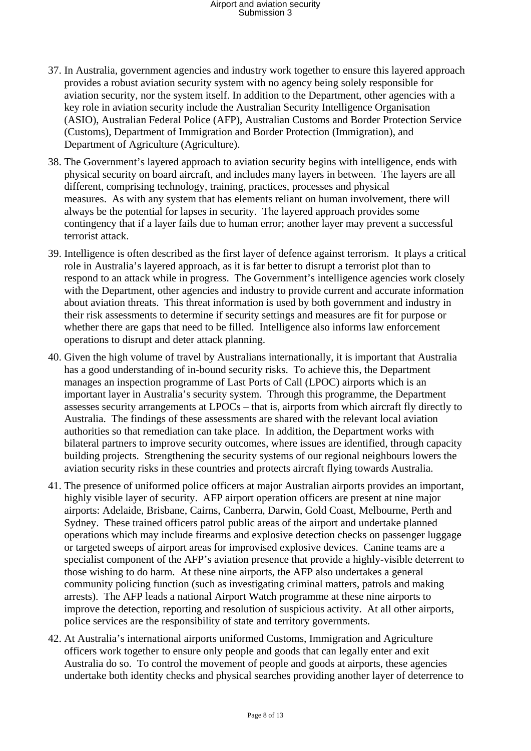37. In Australia, government agencies and industry work together to ensure this layered approach provides a robust aviation security system with no agency being solely responsible for aviation security, nor the system itself. In addition to the Department, other agencies with a key role in aviation security include the Australian Security Intelligence Organisation (ASIO), Australian Federal Police (AFP), Australian Customs and Border Protection Service (Customs), Department of Immigration and Border Protection (Immigration), and Department of Agriculture (Agriculture).

38. The Government's layered approach to aviation security begins with intelligence, ends with physical security on board aircraft, and includes many layers in between. The layers are all different, comprising technology, training, practices, processes and physical measures. As with any system that has elements reliant on human involvement, there will always be the potential for lapses in security. The layered approach provides some contingency that if a layer fails due to human error; another layer may prevent a successful terrorist attack.

39. Intelligence is often described as the first layer of defence against terrorism. It plays a critical role in Australia's layered approach, as it is far better to disrupt a terrorist plot than to respond to an attack while in progress. The Government's intelligence agencies work closely with the Department, other agencies and industry to provide current and accurate information about aviation threats. This threat information is used by both government and industry in their risk assessments to determine if security settings and measures are fit for purpose or whether there are gaps that need to be filled. Intelligence also informs law enforcement operations to disrupt and deter attack planning.

40. Given the high volume of travel by Australians internationally, it is important that Australia has a good understanding of in-bound security risks. To achieve this, the Department manages an inspection programme of Last Ports of Call (LPOC) airports which is an important layer in Australia's security system. Through this programme, the Department assesses security arrangements at LPOCs – that is, airports from which aircraft fly directly to Australia. The findings of these assessments are shared with the relevant local aviation authorities so that remediation can take place. In addition, the Department works with bilateral partners to improve security outcomes, where issues are identified, through capacity building projects. Strengthening the security systems of our regional neighbours lowers the aviation security risks in these countries and protects aircraft flying towards Australia.

41. The presence of uniformed police officers at major Australian airports provides an important, highly visible layer of security. AFP airport operation officers are present at nine major airports: Adelaide, Brisbane, Cairns, Canberra, Darwin, Gold Coast, Melbourne, Perth and Sydney. These trained officers patrol public areas of the airport and undertake planned operations which may include firearms and explosive detection checks on passenger luggage or targeted sweeps of airport areas for improvised explosive devices. Canine teams are a specialist component of the AFP's aviation presence that provide a highly-visible deterrent to those wishing to do harm. At these nine airports, the AFP also undertakes a general community policing function (such as investigating criminal matters, patrols and making arrests). The AFP leads a national Airport Watch programme at these nine airports to improve the detection, reporting and resolution of suspicious activity. At all other airports, police services are the responsibility of state and territory governments.

42. At Australia's international airports uniformed Customs, Immigration and Agriculture officers work together to ensure only people and goods that can legally enter and exit Australia do so. To control the movement of people and goods at airports, these agencies undertake both identity checks and physical searches providing another layer of deterrence to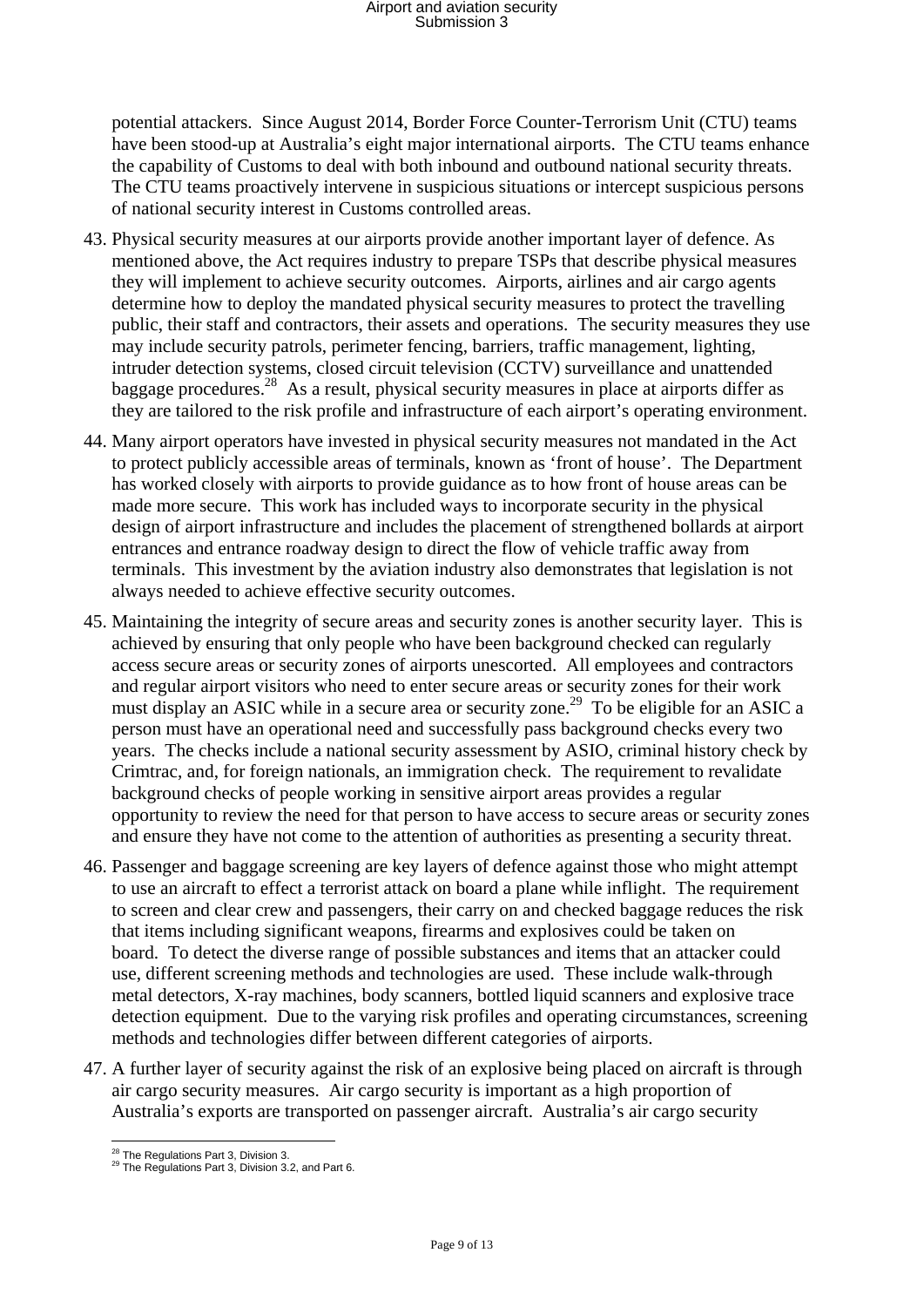potential attackers. Since August 2014, Border Force Counter-Terrorism Unit (CTU) teams have been stood-up at Australia's eight major international airports. The CTU teams enhance the capability of Customs to deal with both inbound and outbound national security threats. The CTU teams proactively intervene in suspicious situations or intercept suspicious persons of national security interest in Customs controlled areas.

43. Physical security measures at our airports provide another important layer of defence. As mentioned above, the Act requires industry to prepare TSPs that describe physical measures they will implement to achieve security outcomes. Airports, airlines and air cargo agents determine how to deploy the mandated physical security measures to protect the travelling public, their staff and contractors, their assets and operations. The security measures they use may include security patrols, perimeter fencing, barriers, traffic management, lighting, intruder detection systems, closed circuit television (CCTV) surveillance and unattended baggage procedures.[28] As a result, physical security measures in place at airports differ as they are tailored to the risk profile and infrastructure of each airport's operating environment.

44. Many airport operators have invested in physical security measures not mandated in the Act to protect publicly accessible areas of terminals, known as 'front of house'. The Department has worked closely with airports to provide guidance as to how front of house areas can be made more secure. This work has included ways to incorporate security in the physical design of airport infrastructure and includes the placement of strengthened bollards at airport entrances and entrance roadway design to direct the flow of vehicle traffic away from terminals. This investment by the aviation industry also demonstrates that legislation is not always needed to achieve effective security outcomes.

45. Maintaining the integrity of secure areas and security zones is another security layer. This is achieved by ensuring that only people who have been background checked can regularly access secure areas or security zones of airports unescorted. All employees and contractors and regular airport visitors who need to enter secure areas or security zones for their work must display an ASIC while in a secure area or security zone.[29] To be eligible for an ASIC a person must have an operational need and successfully pass background checks every two years. The checks include a national security assessment by ASIO, criminal history check by Crimtrac, and, for foreign nationals, an immigration check. The requirement to revalidate background checks of people working in sensitive airport areas provides a regular opportunity to review the need for that person to have access to secure areas or security zones and ensure they have not come to the attention of authorities as presenting a security threat.

46. Passenger and baggage screening are key layers of defence against those who might attempt to use an aircraft to effect a terrorist attack on board a plane while inflight. The requirement to screen and clear crew and passengers, their carry on and checked baggage reduces the risk that items including significant weapons, firearms and explosives could be taken on board. To detect the diverse range of possible substances and items that an attacker could use, different screening methods and technologies are used. These include walk-through metal detectors, X-ray machines, body scanners, bottled liquid scanners and explosive trace detection equipment. Due to the varying risk profiles and operating circumstances, screening methods and technologies differ between different categories of airports.

47. A further layer of security against the risk of an explosive being placed on aircraft is through air cargo security measures. Air cargo security is important as a high proportion of Australia's exports are transported on passenger aircraft. Australia's air cargo security

---

[28] The Regulations Part 3, Division 3.

[29] The Regulations Part 3, Division 3.2, and Part 6.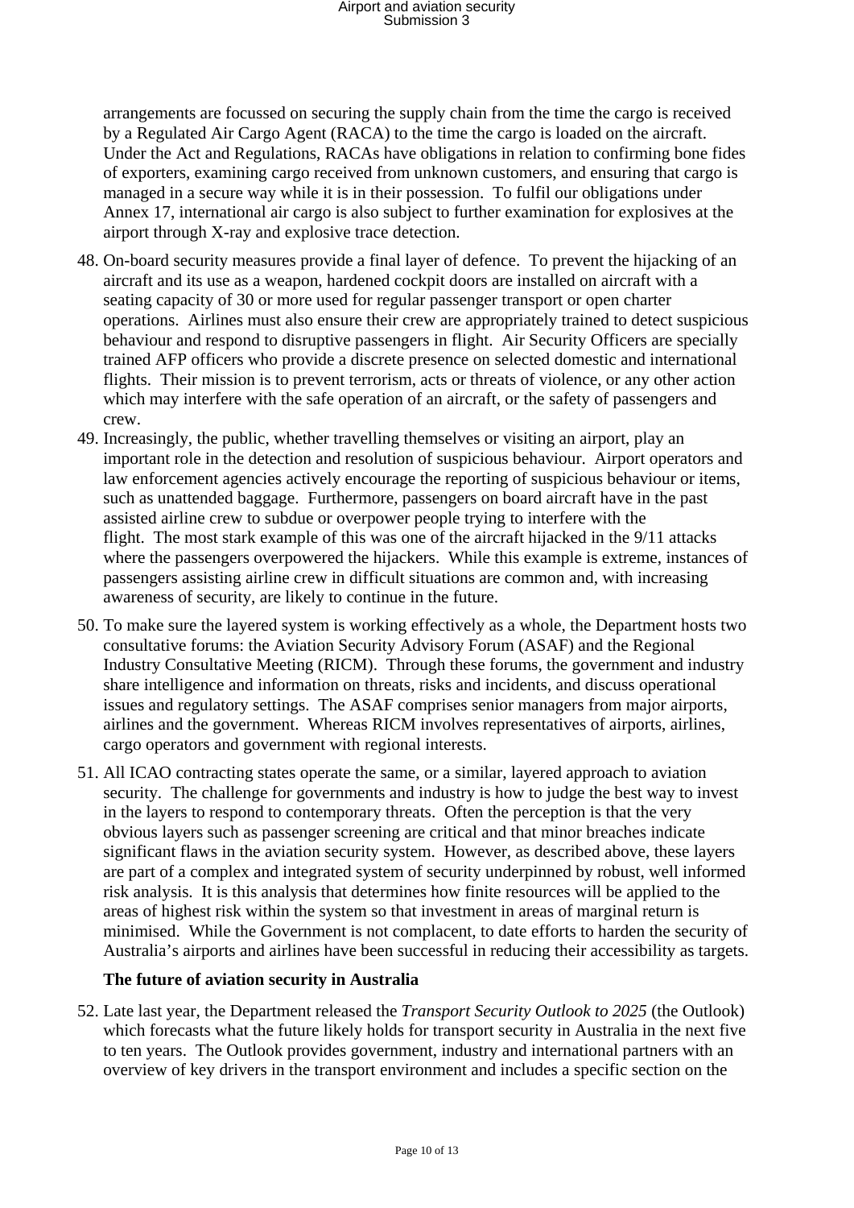arrangements are focussed on securing the supply chain from the time the cargo is received by a Regulated Air Cargo Agent (RACA) to the time the cargo is loaded on the aircraft. Under the Act and Regulations, RACAs have obligations in relation to confirming bone fides of exporters, examining cargo received from unknown customers, and ensuring that cargo is managed in a secure way while it is in their possession. To fulfil our obligations under Annex 17, international air cargo is also subject to further examination for explosives at the airport through X-ray and explosive trace detection.

48. On-board security measures provide a final layer of defence. To prevent the hijacking of an aircraft and its use as a weapon, hardened cockpit doors are installed on aircraft with a seating capacity of 30 or more used for regular passenger transport or open charter operations. Airlines must also ensure their crew are appropriately trained to detect suspicious behaviour and respond to disruptive passengers in flight. Air Security Officers are specially trained AFP officers who provide a discrete presence on selected domestic and international flights. Their mission is to prevent terrorism, acts or threats of violence, or any other action which may interfere with the safe operation of an aircraft, or the safety of passengers and crew.

49. Increasingly, the public, whether travelling themselves or visiting an airport, play an important role in the detection and resolution of suspicious behaviour. Airport operators and law enforcement agencies actively encourage the reporting of suspicious behaviour or items, such as unattended baggage. Furthermore, passengers on board aircraft have in the past assisted airline crew to subdue or overpower people trying to interfere with the flight. The most stark example of this was one of the aircraft hijacked in the 9/11 attacks where the passengers overpowered the hijackers. While this example is extreme, instances of passengers assisting airline crew in difficult situations are common and, with increasing awareness of security, are likely to continue in the future.

50. To make sure the layered system is working effectively as a whole, the Department hosts two consultative forums: the Aviation Security Advisory Forum (ASAF) and the Regional Industry Consultative Meeting (RICM). Through these forums, the government and industry share intelligence and information on threats, risks and incidents, and discuss operational issues and regulatory settings. The ASAF comprises senior managers from major airports, airlines and the government. Whereas RICM involves representatives of airports, airlines, cargo operators and government with regional interests.

51. All ICAO contracting states operate the same, or a similar, layered approach to aviation security. The challenge for governments and industry is how to judge the best way to invest in the layers to respond to contemporary threats. Often the perception is that the very obvious layers such as passenger screening are critical and that minor breaches indicate significant flaws in the aviation security system. However, as described above, these layers are part of a complex and integrated system of security underpinned by robust, well informed risk analysis. It is this analysis that determines how finite resources will be applied to the areas of highest risk within the system so that investment in areas of marginal return is minimised. While the Government is not complacent, to date efforts to harden the security of Australia's airports and airlines have been successful in reducing their accessibility as targets.

**The future of aviation security in Australia**

52. Late last year, the Department released the *Transport Security Outlook to 2025* (the Outlook) which forecasts what the future likely holds for transport security in Australia in the next five to ten years. The Outlook provides government, industry and international partners with an overview of key drivers in the transport environment and includes a specific section on the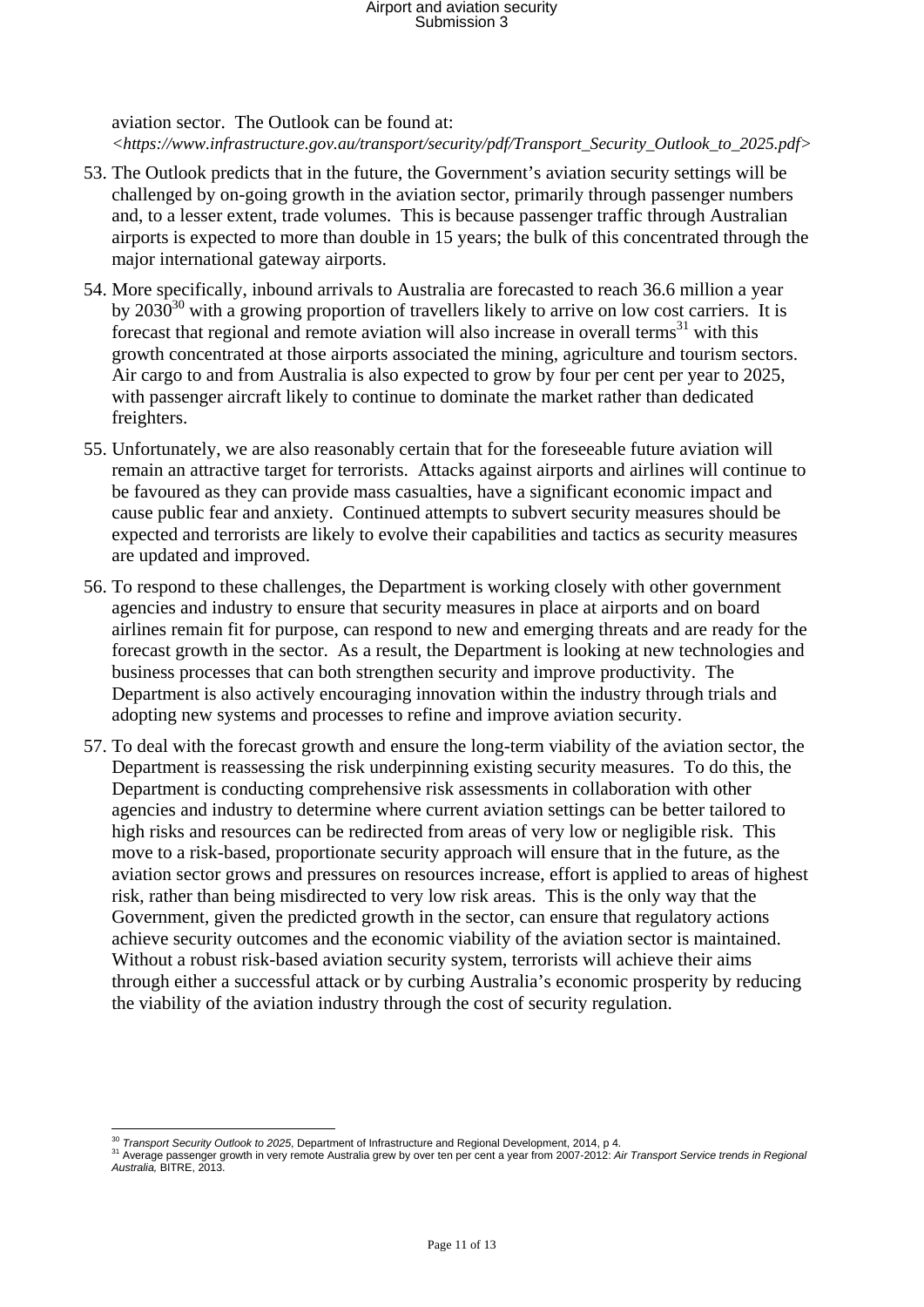aviation sector. The Outlook can be found at: *<https://www.infrastructure.gov.au/transport/security/pdf/Transport_Security_Outlook_to_2025.pdf>*

53. The Outlook predicts that in the future, the Government's aviation security settings will be challenged by on-going growth in the aviation sector, primarily through passenger numbers and, to a lesser extent, trade volumes. This is because passenger traffic through Australian airports is expected to more than double in 15 years; the bulk of this concentrated through the major international gateway airports.

54. More specifically, inbound arrivals to Australia are forecasted to reach 36.6 million a year by 2030[30] with a growing proportion of travellers likely to arrive on low cost carriers. It is forecast that regional and remote aviation will also increase in overall terms[31] with this growth concentrated at those airports associated the mining, agriculture and tourism sectors. Air cargo to and from Australia is also expected to grow by four per cent per year to 2025, with passenger aircraft likely to continue to dominate the market rather than dedicated freighters.

55. Unfortunately, we are also reasonably certain that for the foreseeable future aviation will remain an attractive target for terrorists. Attacks against airports and airlines will continue to be favoured as they can provide mass casualties, have a significant economic impact and cause public fear and anxiety. Continued attempts to subvert security measures should be expected and terrorists are likely to evolve their capabilities and tactics as security measures are updated and improved.

56. To respond to these challenges, the Department is working closely with other government agencies and industry to ensure that security measures in place at airports and on board airlines remain fit for purpose, can respond to new and emerging threats and are ready for the forecast growth in the sector. As a result, the Department is looking at new technologies and business processes that can both strengthen security and improve productivity. The Department is also actively encouraging innovation within the industry through trials and adopting new systems and processes to refine and improve aviation security.

57. To deal with the forecast growth and ensure the long-term viability of the aviation sector, the Department is reassessing the risk underpinning existing security measures. To do this, the Department is conducting comprehensive risk assessments in collaboration with other agencies and industry to determine where current aviation settings can be better tailored to high risks and resources can be redirected from areas of very low or negligible risk. This move to a risk-based, proportionate security approach will ensure that in the future, as the aviation sector grows and pressures on resources increase, effort is applied to areas of highest risk, rather than being misdirected to very low risk areas. This is the only way that the Government, given the predicted growth in the sector, can ensure that regulatory actions achieve security outcomes and the economic viability of the aviation sector is maintained. Without a robust risk-based aviation security system, terrorists will achieve their aims through either a successful attack or by curbing Australia's economic prosperity by reducing the viability of the aviation industry through the cost of security regulation.

---

[30] *Transport Security Outlook to 2025*, Department of Infrastructure and Regional Development, 2014, p 4.

[31] Average passenger growth in very remote Australia grew by over ten per cent a year from 2007-2012: *Air Transport Service trends in Regional Australia,* BITRE, 2013.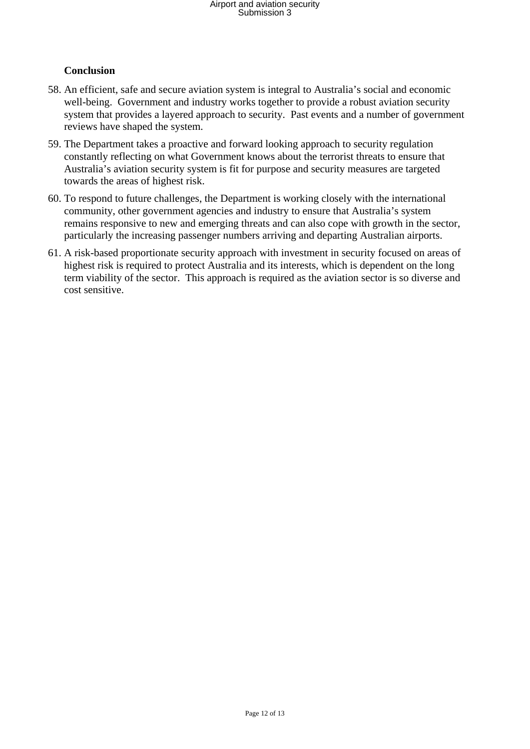**Conclusion**

58. An efficient, safe and secure aviation system is integral to Australia's social and economic well-being. Government and industry works together to provide a robust aviation security system that provides a layered approach to security. Past events and a number of government reviews have shaped the system.

59. The Department takes a proactive and forward looking approach to security regulation constantly reflecting on what Government knows about the terrorist threats to ensure that Australia's aviation security system is fit for purpose and security measures are targeted towards the areas of highest risk.

60. To respond to future challenges, the Department is working closely with the international community, other government agencies and industry to ensure that Australia's system remains responsive to new and emerging threats and can also cope with growth in the sector, particularly the increasing passenger numbers arriving and departing Australian airports.

61. A risk-based proportionate security approach with investment in security focused on areas of highest risk is required to protect Australia and its interests, which is dependent on the long term viability of the sector. This approach is required as the aviation sector is so diverse and cost sensitive.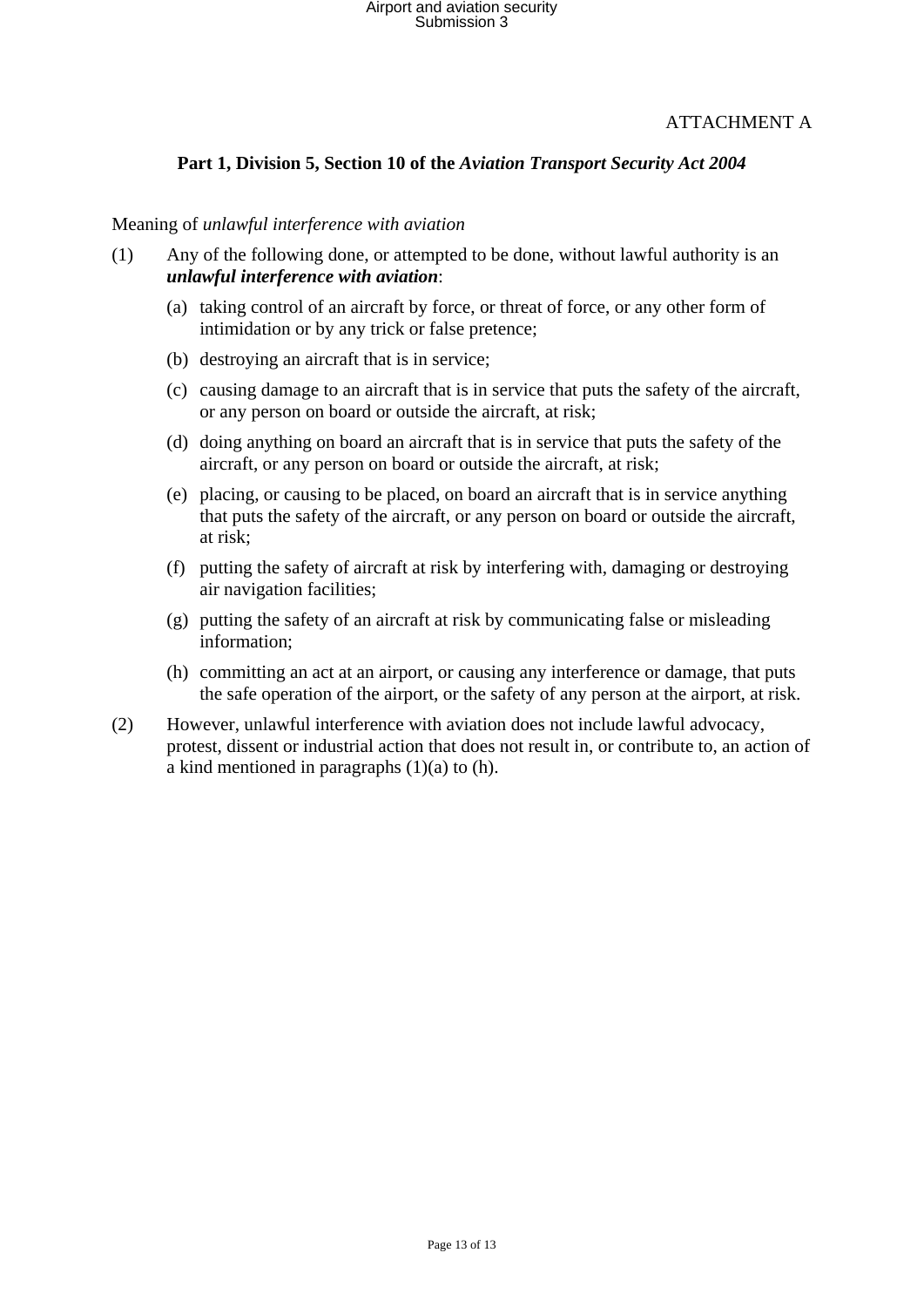ATTACHMENT A

## Part 1, Division 5, Section 10 of the *Aviation Transport Security Act 2004*

Meaning of *unlawful interference with aviation*

(1) Any of the following done, or attempted to be done, without lawful authority is an ***unlawful interference with aviation***:

   (a) taking control of an aircraft by force, or threat of force, or any other form of intimidation or by any trick or false pretence;

   (b) destroying an aircraft that is in service;

   (c) causing damage to an aircraft that is in service that puts the safety of the aircraft, or any person on board or outside the aircraft, at risk;

   (d) doing anything on board an aircraft that is in service that puts the safety of the aircraft, or any person on board or outside the aircraft, at risk;

   (e) placing, or causing to be placed, on board an aircraft that is in service anything that puts the safety of the aircraft, or any person on board or outside the aircraft, at risk;

   (f) putting the safety of aircraft at risk by interfering with, damaging or destroying air navigation facilities;

   (g) putting the safety of an aircraft at risk by communicating false or misleading information;

   (h) committing an act at an airport, or causing any interference or damage, that puts the safe operation of the airport, or the safety of any person at the airport, at risk.

(2) However, unlawful interference with aviation does not include lawful advocacy, protest, dissent or industrial action that does not result in, or contribute to, an action of a kind mentioned in paragraphs (1)(a) to (h).